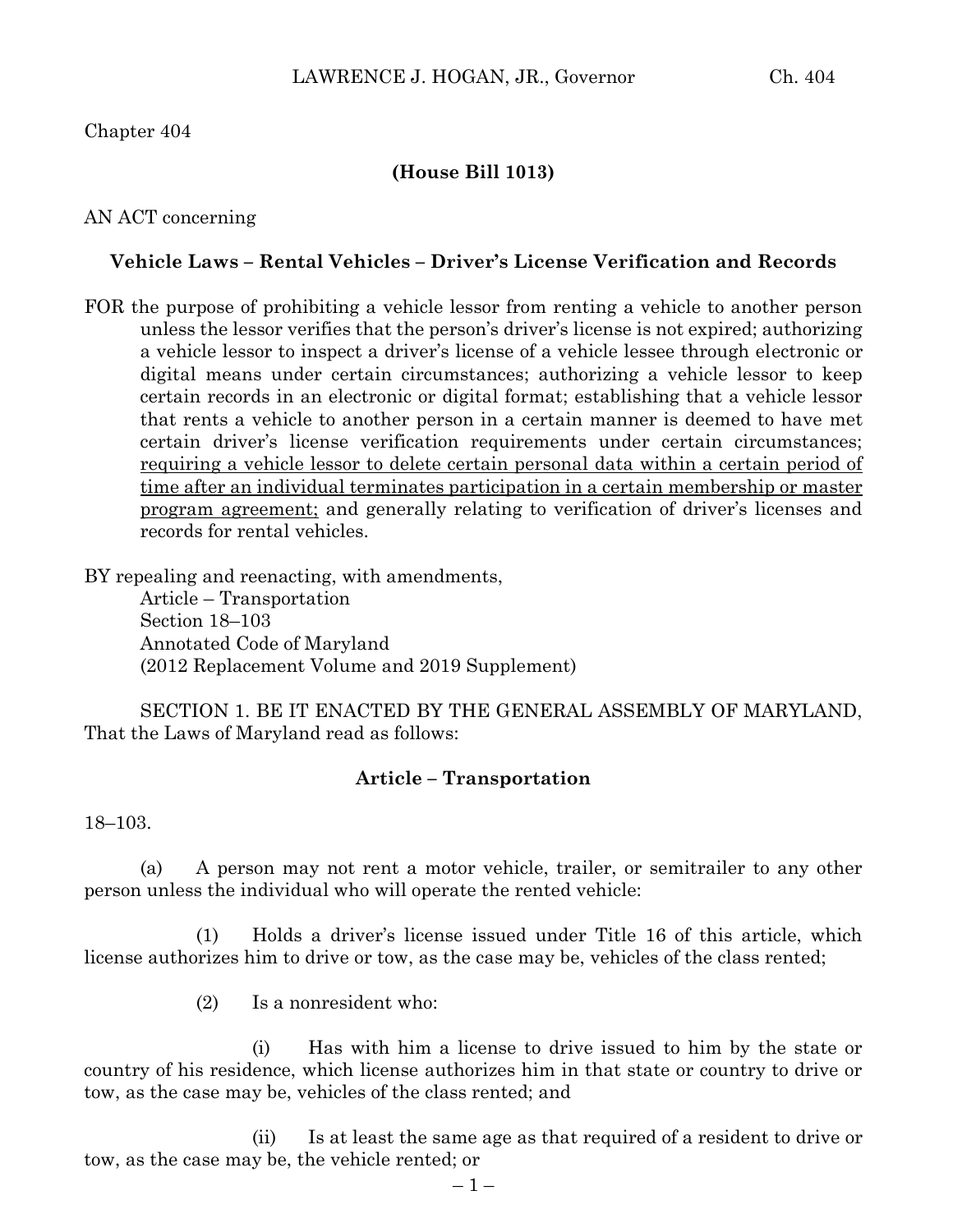Chapter 404

**(House Bill 1013)**

AN ACT concerning

**Vehicle Laws – Rental Vehicles – Driver's License Verification and Records**

FOR the purpose of prohibiting a vehicle lessor from renting a vehicle to another person unless the lessor verifies that the person's driver's license is not expired; authorizing a vehicle lessor to inspect a driver's license of a vehicle lessee through electronic or digital means under certain circumstances; authorizing a vehicle lessor to keep certain records in an electronic or digital format; establishing that a vehicle lessor that rents a vehicle to another person in a certain manner is deemed to have met certain driver's license verification requirements under certain circumstances; requiring a vehicle lessor to delete certain personal data within a certain period of time after an individual terminates participation in a certain membership or master program agreement; and generally relating to verification of driver's licenses and records for rental vehicles.

BY repealing and reenacting, with amendments,
Article – Transportation
Section 18–103
Annotated Code of Maryland
(2012 Replacement Volume and 2019 Supplement)

SECTION 1. BE IT ENACTED BY THE GENERAL ASSEMBLY OF MARYLAND, That the Laws of Maryland read as follows:

**Article – Transportation**

18–103.

(a) A person may not rent a motor vehicle, trailer, or semitrailer to any other person unless the individual who will operate the rented vehicle:

(1) Holds a driver's license issued under Title 16 of this article, which license authorizes him to drive or tow, as the case may be, vehicles of the class rented;

(2) Is a nonresident who:

(i) Has with him a license to drive issued to him by the state or country of his residence, which license authorizes him in that state or country to drive or tow, as the case may be, vehicles of the class rented; and

(ii) Is at least the same age as that required of a resident to drive or tow, as the case may be, the vehicle rented; or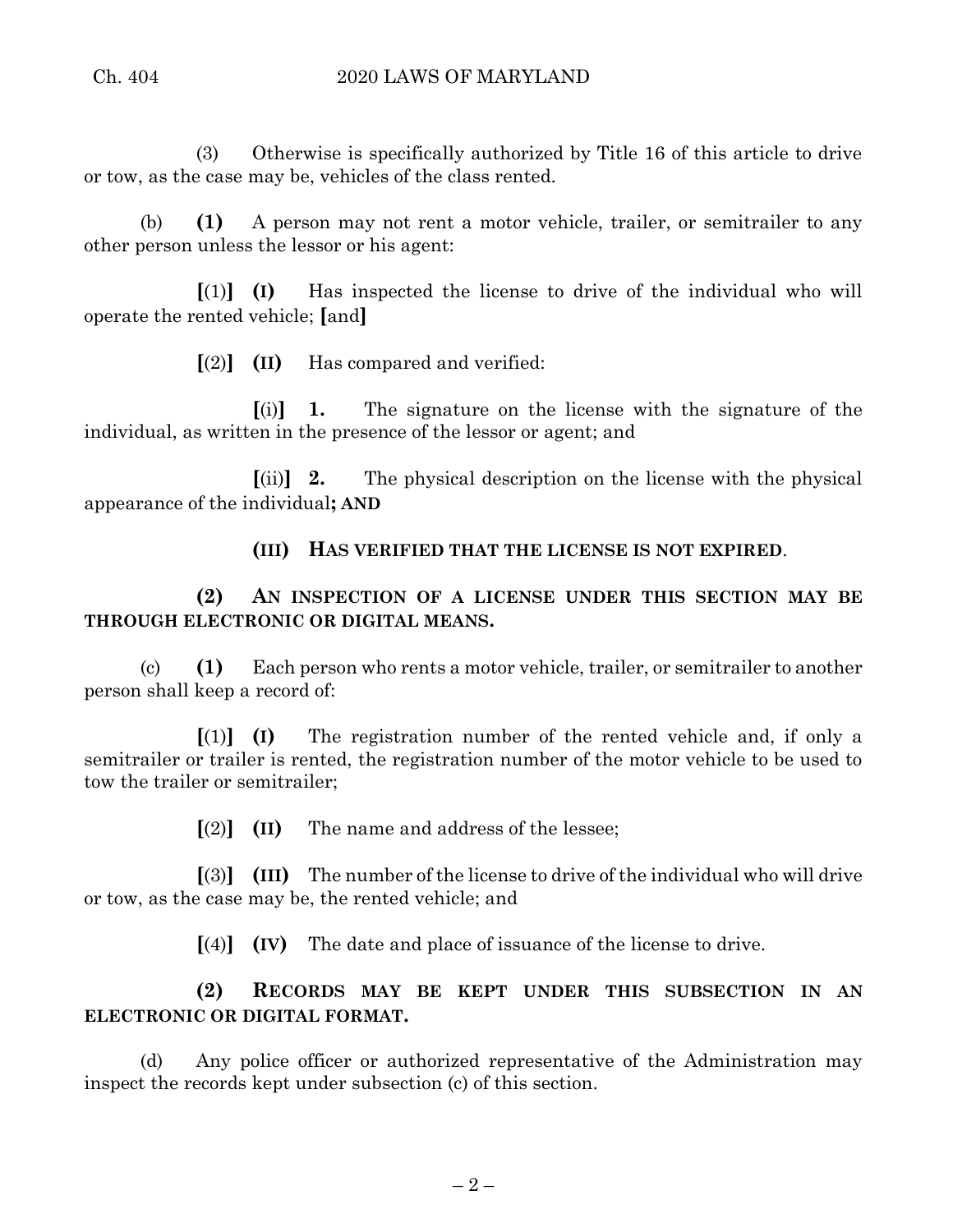(3) Otherwise is specifically authorized by Title 16 of this article to drive or tow, as the case may be, vehicles of the class rented.

(b) **(1)** A person may not rent a motor vehicle, trailer, or semitrailer to any other person unless the lessor or his agent:

**[**(1)**]** **(I)** Has inspected the license to drive of the individual who will operate the rented vehicle; **[**and**]**

**[**(2)**]** **(II)** Has compared and verified:

**[**(i)**]** **1.** The signature on the license with the signature of the individual, as written in the presence of the lessor or agent; and

**[**(ii)**]** **2.** The physical description on the license with the physical appearance of the individual**; AND**

**(III) HAS VERIFIED THAT THE LICENSE IS NOT EXPIRED**.

**(2) AN INSPECTION OF A LICENSE UNDER THIS SECTION MAY BE THROUGH ELECTRONIC OR DIGITAL MEANS.**

(c) **(1)** Each person who rents a motor vehicle, trailer, or semitrailer to another person shall keep a record of:

**[**(1)**]** **(I)** The registration number of the rented vehicle and, if only a semitrailer or trailer is rented, the registration number of the motor vehicle to be used to tow the trailer or semitrailer;

**[**(2)**]** **(II)** The name and address of the lessee;

**[**(3)**]** **(III)** The number of the license to drive of the individual who will drive or tow, as the case may be, the rented vehicle; and

**[**(4)**]** **(IV)** The date and place of issuance of the license to drive.

**(2) RECORDS MAY BE KEPT UNDER THIS SUBSECTION IN AN ELECTRONIC OR DIGITAL FORMAT.**

(d) Any police officer or authorized representative of the Administration may inspect the records kept under subsection (c) of this section.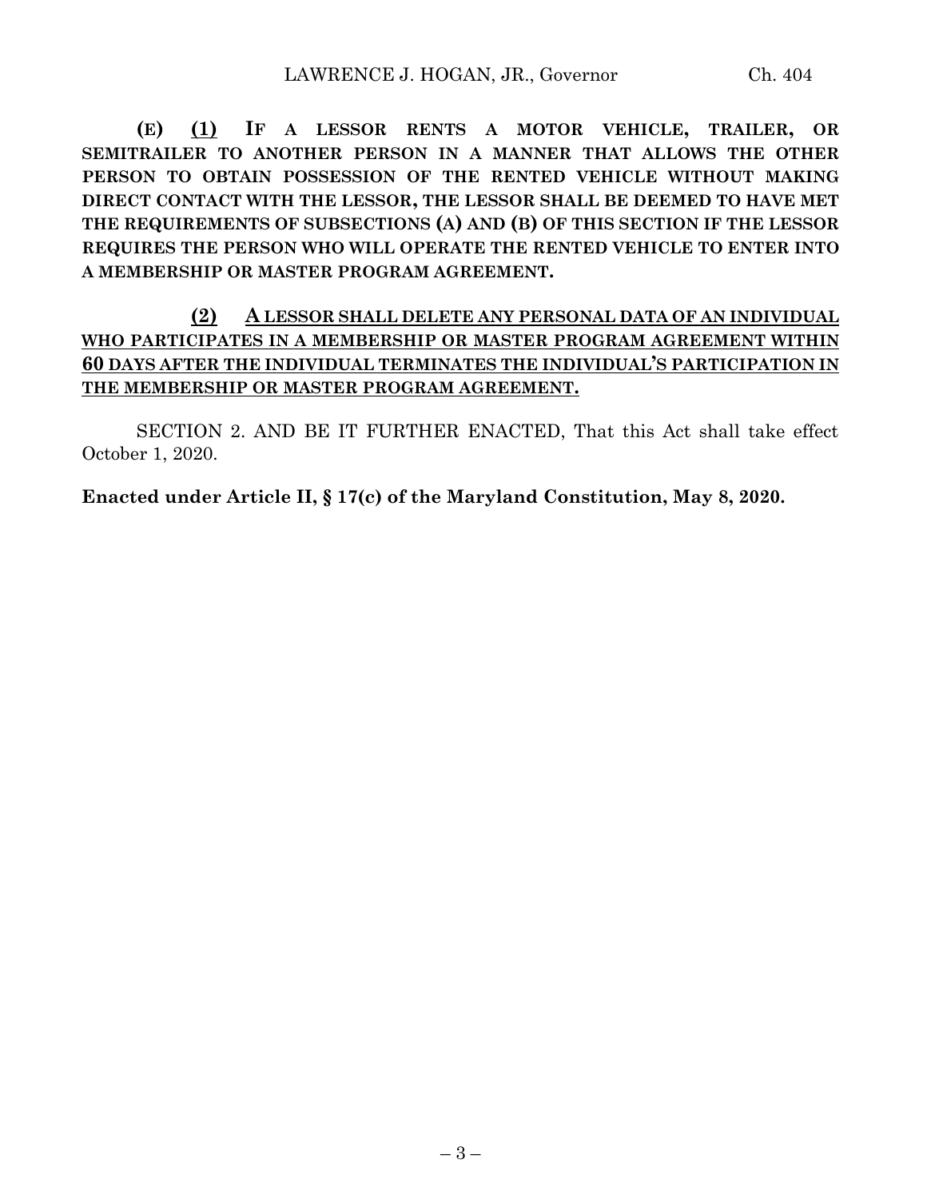**(E) (1) IF A LESSOR RENTS A MOTOR VEHICLE, TRAILER, OR SEMITRAILER TO ANOTHER PERSON IN A MANNER THAT ALLOWS THE OTHER PERSON TO OBTAIN POSSESSION OF THE RENTED VEHICLE WITHOUT MAKING DIRECT CONTACT WITH THE LESSOR, THE LESSOR SHALL BE DEEMED TO HAVE MET THE REQUIREMENTS OF SUBSECTIONS (A) AND (B) OF THIS SECTION IF THE LESSOR REQUIRES THE PERSON WHO WILL OPERATE THE RENTED VEHICLE TO ENTER INTO A MEMBERSHIP OR MASTER PROGRAM AGREEMENT.**

**(2) A LESSOR SHALL DELETE ANY PERSONAL DATA OF AN INDIVIDUAL WHO PARTICIPATES IN A MEMBERSHIP OR MASTER PROGRAM AGREEMENT WITHIN 60 DAYS AFTER THE INDIVIDUAL TERMINATES THE INDIVIDUAL'S PARTICIPATION IN THE MEMBERSHIP OR MASTER PROGRAM AGREEMENT.**

SECTION 2. AND BE IT FURTHER ENACTED, That this Act shall take effect October 1, 2020.

**Enacted under Article II, § 17(c) of the Maryland Constitution, May 8, 2020.**